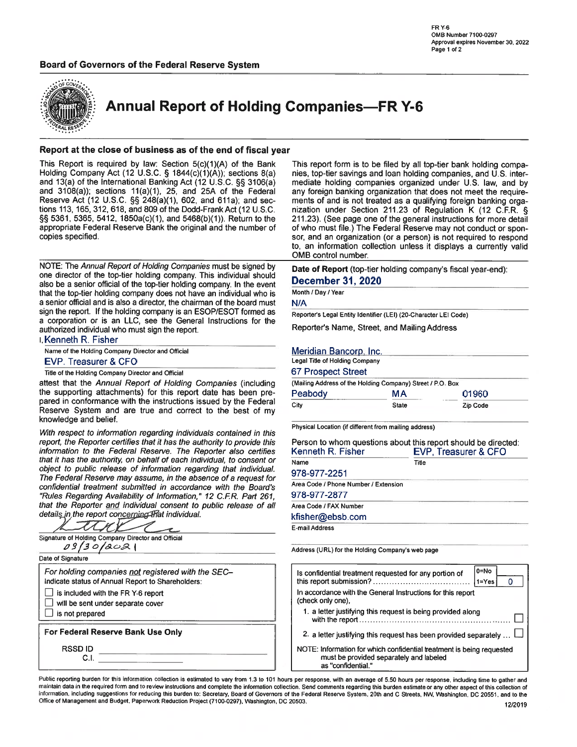**Board of Governors of the Federal Reserve System**

FR Y-6
OMB Number 7100-0297
Approval expires November 30, 2022

# Annual Report of Holding Companies—FR Y-6

## Report at the close of business as of the end of fiscal year

This Report is required by law: Section 5(c)(1)(A) of the Bank Holding Company Act (12 U.S.C. § 1844(c)(1)(A)); sections 8(a) and 13(a) of the International Banking Act (12 U.S.C. §§ 3106(a) and 3108(a)); sections 11(a)(1), 25, and 25A of the Federal Reserve Act (12 U.S.C. §§ 248(a)(1), 602, and 611a); and sections 113, 165, 312, 618, and 809 of the Dodd-Frank Act (12 U.S.C. §§ 5361, 5365, 5412, 1850a(c)(1), and 5468(b)(1)). Return to the appropriate Federal Reserve Bank the original and the number of copies specified.

This report form is to be filed by all top-tier bank holding companies, top-tier savings and loan holding companies, and U.S. intermediate holding companies organized under U.S. law, and by any foreign banking organization that does not meet the requirements of and is not treated as a qualifying foreign banking organization under Section 211.23 of Regulation K (12 C.F.R. § 211.23). (See page one of the general instructions for more detail of who must file.) The Federal Reserve may not conduct or sponsor, and an organization (or a person) is not required to respond to, an information collection unless it displays a currently valid OMB control number.

NOTE: The *Annual Report of Holding Companies* must be signed by one director of the top-tier holding company. This individual should also be a senior official of the top-tier holding company. In the event that the top-tier holding company does not have an individual who is a senior official and is also a director, the chairman of the board must sign the report. If the holding company is an ESOP/ESOT formed as a corporation or is an LLC, see the General Instructions for the authorized individual who must sign the report.

I, Kenneth R. Fisher
Name of the Holding Company Director and Official

EVP, Treasurer & CFO
Title of the Holding Company Director and Official

attest that the *Annual Report of Holding Companies* (including the supporting attachments) for this report date has been prepared in conformance with the instructions issued by the Federal Reserve System and are true and correct to the best of my knowledge and belief.

*With respect to information regarding individuals contained in this report, the Reporter certifies that it has the authority to provide this information to the Federal Reserve. The Reporter also certifies that it has the authority, on behalf of each individual, to consent or object to public release of information regarding that individual. The Federal Reserve may assume, in the absence of a request for confidential treatment submitted in accordance with the Board's "Rules Regarding Availability of Information," 12 C.F.R. Part 261, that the Reporter and individual consent to public release of all details in the report concerning that individual.*

(Signature)
Signature of Holding Company Director and Official

09/30/2021
Date of Signature

*For holding companies not registered with the SEC–*
Indicate status of Annual Report to Shareholders:

- ☐ is included with the FR Y-6 report
- ☐ will be sent under separate cover
- ☐ is not prepared

**For Federal Reserve Bank Use Only**

RSSD ID ____________

C.I. ____________

**Date of Report** (top-tier holding company's fiscal year-end):
**December 31, 2020**
Month / Day / Year

N/A
Reporter's Legal Entity Identifier (LEI) (20-Character LEI Code)

Reporter's Name, Street, and Mailing Address

Meridian Bancorp, Inc.
Legal Title of Holding Company

67 Prospect Street
(Mailing Address of the Holding Company) Street / P.O. Box

| City | State | Zip Code |
|---|---|---|
| Peabody | MA | 01960 |

Physical Location (if different from mailing address)

Person to whom questions about this report should be directed:

| Name | Title |
|---|---|
| Kenneth R. Fisher | EVP, Treasurer & CFO |

978-977-2251
Area Code / Phone Number / Extension

978-977-2877
Area Code / FAX Number

kfisher@ebsb.com
E-mail Address

Address (URL) for the Holding Company's web page

Is confidential treatment requested for any portion of this report submission? (0=No, 1=Yes) **0**

In accordance with the General Instructions for this report (check only one),

1. a letter justifying this request is being provided along with the report ☐
2. a letter justifying this request has been provided separately ... ☐

NOTE: Information for which confidential treatment is being requested must be provided separately and labeled as "confidential."

Public reporting burden for this information collection is estimated to vary from 1.3 to 101 hours per response, with an average of 5.50 hours per response, including time to gather and maintain data in the required form and to review instructions and complete the information collection. Send comments regarding this burden estimate or any other aspect of this collection of information, including suggestions for reducing this burden to: Secretary, Board of Governors of the Federal Reserve System, 20th and C Streets, NW, Washington, DC 20551, and to the Office of Management and Budget, Paperwork Reduction Project (7100-0297), Washington, DC 20503.

12/2019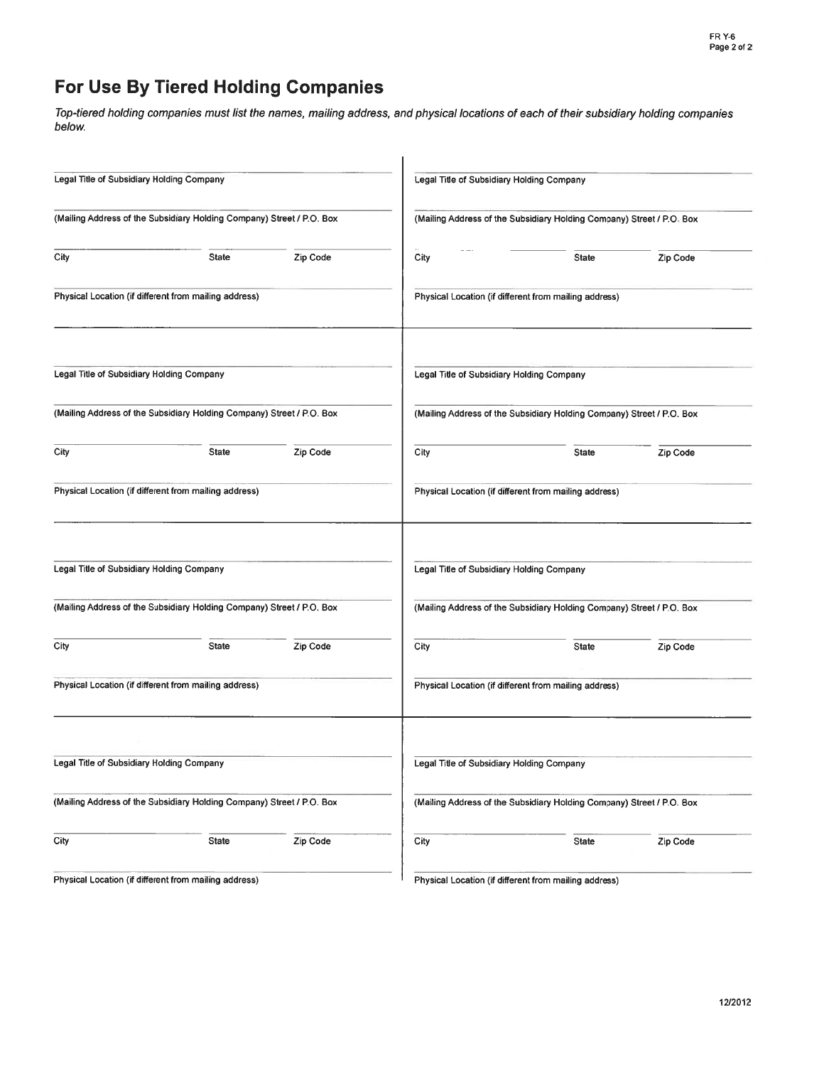# For Use By Tiered Holding Companies

*Top-tiered holding companies must list the names, mailing address, and physical locations of each of their subsidiary holding companies below.*

Legal Title of Subsidiary Holding Company

(Mailing Address of the Subsidiary Holding Company) Street / P.O. Box

City | State | Zip Code

Physical Location (if different from mailing address)

Legal Title of Subsidiary Holding Company

(Mailing Address of the Subsidiary Holding Company) Street / P.O. Box

City | State | Zip Code

Physical Location (if different from mailing address)

Legal Title of Subsidiary Holding Company

(Mailing Address of the Subsidiary Holding Company) Street / P.O. Box

City | State | Zip Code

Physical Location (if different from mailing address)

Legal Title of Subsidiary Holding Company

(Mailing Address of the Subsidiary Holding Company) Street / P.O. Box

City | State | Zip Code

Physical Location (if different from mailing address)

Legal Title of Subsidiary Holding Company

(Mailing Address of the Subsidiary Holding Company) Street / P.O. Box

City | State | Zip Code

Physical Location (if different from mailing address)

Legal Title of Subsidiary Holding Company

(Mailing Address of the Subsidiary Holding Company) Street / P.O. Box

City | State | Zip Code

Physical Location (if different from mailing address)

Legal Title of Subsidiary Holding Company

(Mailing Address of the Subsidiary Holding Company) Street / P.O. Box

City | State | Zip Code

Physical Location (if different from mailing address)

Legal Title of Subsidiary Holding Company

(Mailing Address of the Subsidiary Holding Company) Street / P.O. Box

City | State | Zip Code

Physical Location (if different from mailing address)

12/2012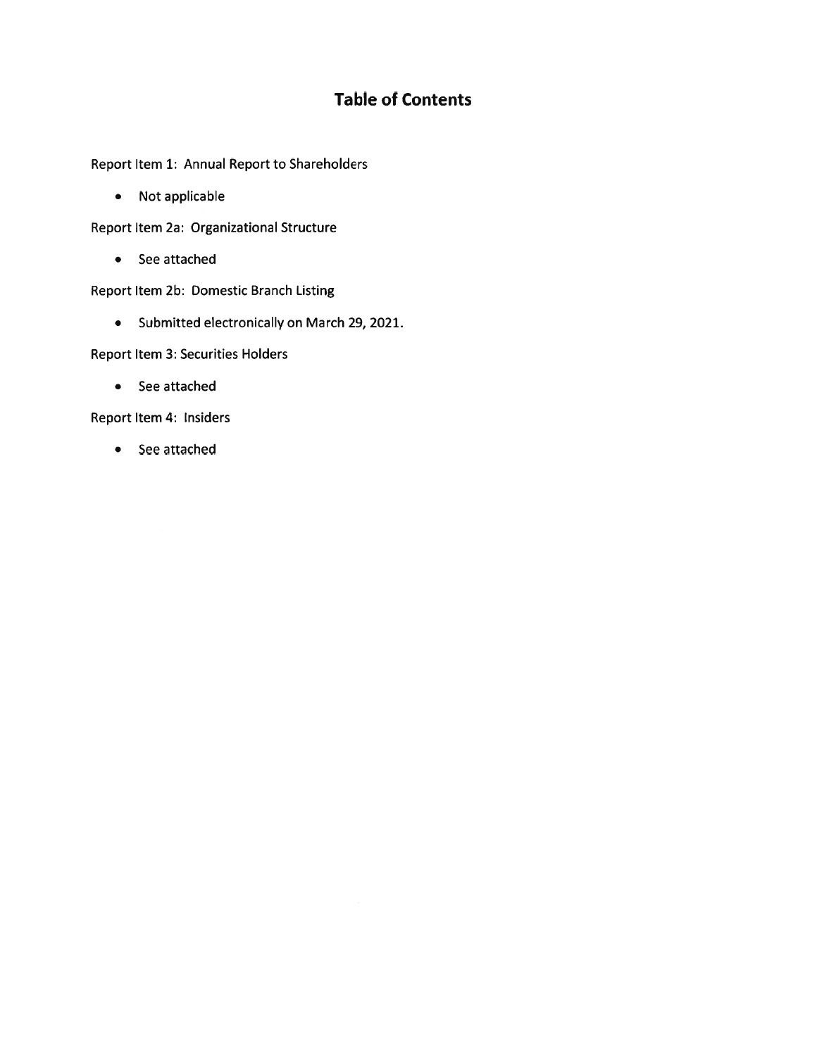# Table of Contents

Report Item 1: Annual Report to Shareholders

- Not applicable

Report Item 2a: Organizational Structure

- See attached

Report Item 2b: Domestic Branch Listing

- Submitted electronically on March 29, 2021.

Report Item 3: Securities Holders

- See attached

Report Item 4: Insiders

- See attached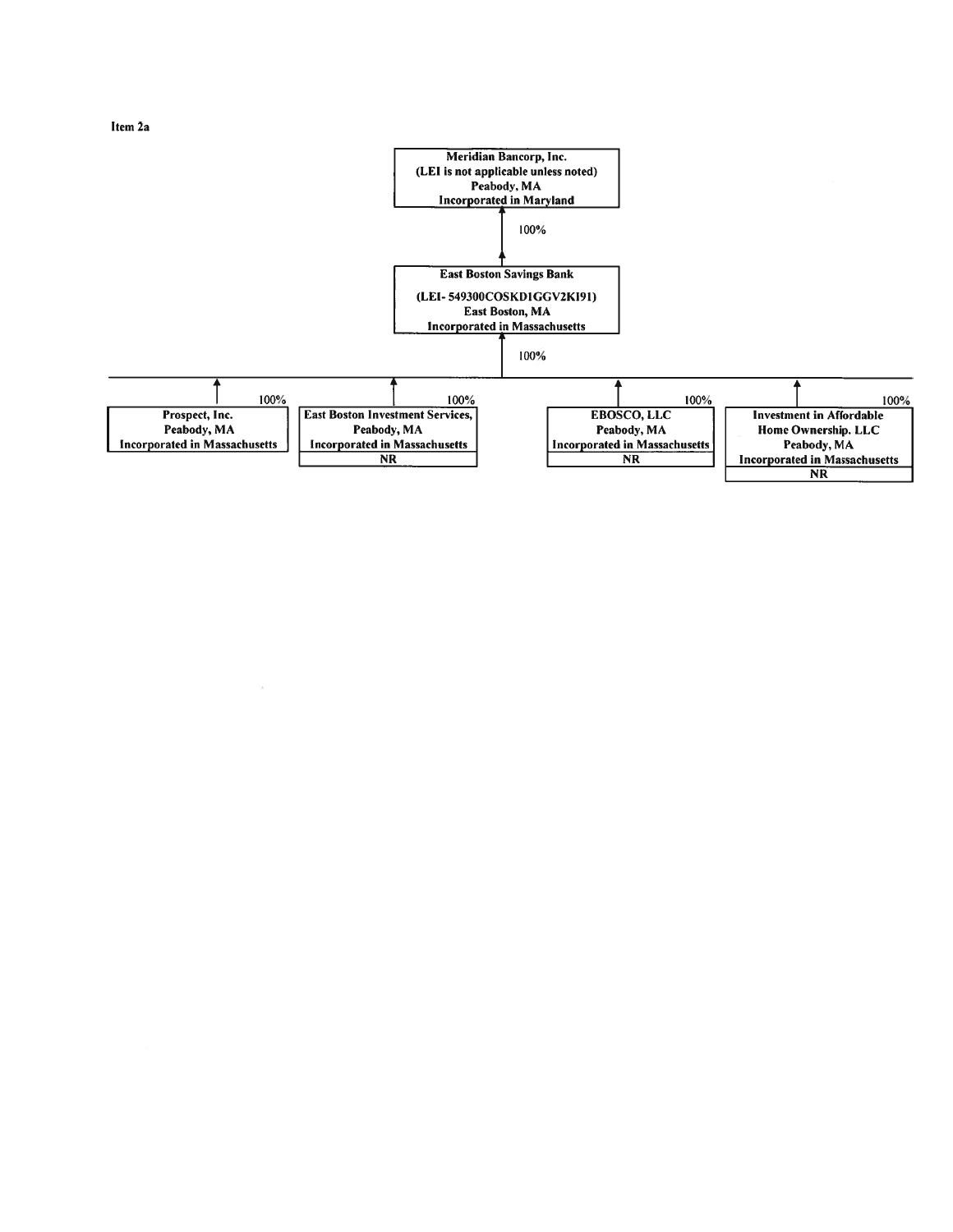Item 2a

**Meridian Bancorp, Inc.**
**(LEI is not applicable unless noted)**
**Peabody, MA**
**Incorporated in Maryland**

↑ 100%

**East Boston Savings Bank**
**(LEI- 549300COSKD1GGV2KI91)**
**East Boston, MA**
**Incorporated in Massachusetts**

↑ 100%

| Entity | Location | Incorporation | Ownership | Note |
|---|---|---|---|---|
| Prospect, Inc. | Peabody, MA | Incorporated in Massachusetts | 100% | |
| East Boston Investment Services, | Peabody, MA | Incorporated in Massachusetts | 100% | NR |
| EBOSCO, LLC | Peabody, MA | Incorporated in Massachusetts | 100% | NR |
| Investment in Affordable Home Ownership. LLC | Peabody, MA | Incorporated in Massachusetts | 100% | NR |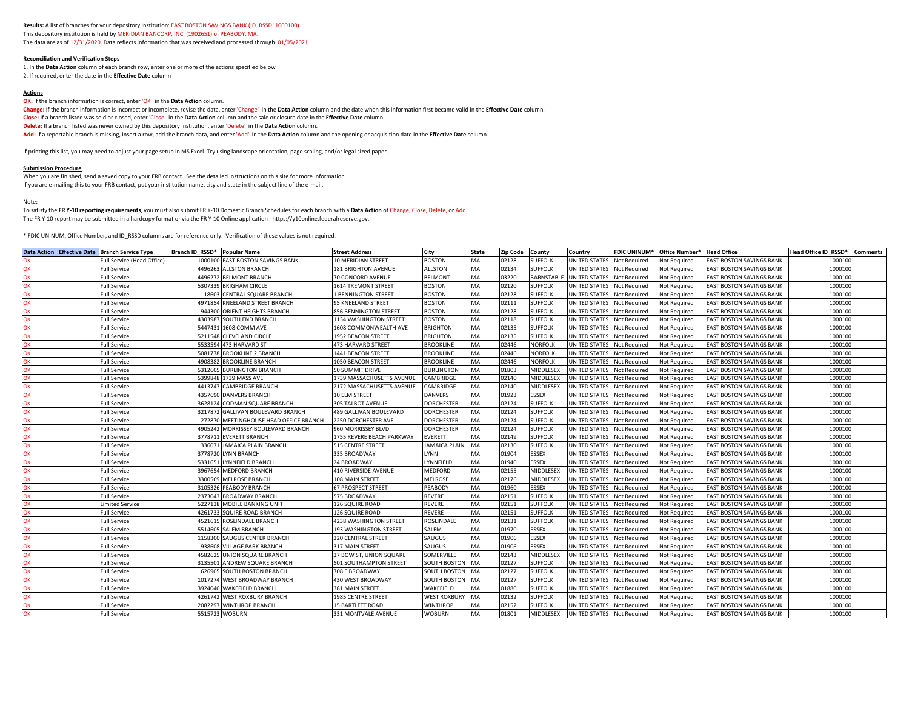**Results:** A list of branches for your depository institution: EAST BOSTON SAVINGS BANK (ID_RSSD: 1000100).
This depository institution is held by MERIDIAN BANCORP, INC. (1902651) of PEABODY, MA.
The data are as of 12/31/2020. Data reflects information that was received and processed through 01/05/2021.

**Reconciliation and Verification Steps**

1. In the **Data Action** column of each branch row, enter one or more of the actions specified below
2. If required, enter the date in the **Effective Date** column

**Actions**

**OK:** If the branch information is correct, enter 'OK' in the **Data Action** column.
**Change:** If the branch information is incorrect or incomplete, revise the data, enter 'Change' in the **Data Action** column and the date when this information first became valid in the **Effective Date** column.
**Close:** If a branch listed was sold or closed, enter 'Close' in the **Data Action** column and the sale or closure date in the **Effective Date** column.
**Delete:** If a branch listed was never owned by this depository institution, enter 'Delete' in the **Data Action** column.
**Add:** If a reportable branch is missing, insert a row, add the branch data, and enter 'Add' in the **Data Action** column and the opening or acquisition date in the **Effective Date** column.

If printing this list, you may need to adjust your page setup in MS Excel. Try using landscape orientation, page scaling, and/or legal sized paper.

**Submission Procedure**

When you are finished, send a saved copy to your FRB contact. See the detailed instructions on this site for more information.
If you are e-mailing this to your FRB contact, put your institution name, city and state in the subject line of the e-mail.

Note:
To satisfy the **FR Y-10 reporting requirements**, you must also submit FR Y-10 Domestic Branch Schedules for each branch with a **Data Action** of Change, Close, Delete, or Add.
The FR Y-10 report may be submitted in a hardcopy format or via the FR Y-10 Online application - https://y10online.federalreserve.gov.

\* FDIC UNINUM, Office Number, and ID_RSSD columns are for reference only. Verification of these values is not required.

| Data Action | Effective Date | Branch Service Type | Branch ID_RSSD* | Popular Name | Street Address | City | State | Zip Code | County | Country | FDIC UNINUM* | Office Number* | Head Office | Head Office ID_RSSD* | Comments |
|---|---|---|---|---|---|---|---|---|---|---|---|---|---|---|---|
| OK | | Full Service (Head Office) | 1000100 | EAST BOSTON SAVINGS BANK | 10 MERIDIAN STREET | BOSTON | MA | 02128 | SUFFOLK | UNITED STATES | Not Required | Not Required | EAST BOSTON SAVINGS BANK | 1000100 | |
| OK | | Full Service | 4496263 | ALLSTON BRANCH | 181 BRIGHTON AVENUE | ALLSTON | MA | 02134 | SUFFOLK | UNITED STATES | Not Required | Not Required | EAST BOSTON SAVINGS BANK | 1000100 | |
| OK | | Full Service | 4496272 | BELMONT BRANCH | 70 CONCORD AVENUE | BELMONT | MA | 03220 | BARNSTABLE | UNITED STATES | Not Required | Not Required | EAST BOSTON SAVINGS BANK | 1000100 | |
| OK | | Full Service | 5307339 | BRIGHAM CIRCLE | 1614 TREMONT STREET | BOSTON | MA | 02120 | SUFFOLK | UNITED STATES | Not Required | Not Required | EAST BOSTON SAVINGS BANK | 1000100 | |
| OK | | Full Service | 18603 | CENTRAL SQUARE BRANCH | 1 BENNINGTON STREET | BOSTON | MA | 02128 | SUFFOLK | UNITED STATES | Not Required | Not Required | EAST BOSTON SAVINGS BANK | 1000100 | |
| OK | | Full Service | 4971854 | KNEELAND STREET BRANCH | 95 KNEELAND STREET | BOSTON | MA | 02111 | SUFFOLK | UNITED STATES | Not Required | Not Required | EAST BOSTON SAVINGS BANK | 1000100 | |
| OK | | Full Service | 944300 | ORIENT HEIGHTS BRANCH | 856 BENNINGTON STREET | BOSTON | MA | 02128 | SUFFOLK | UNITED STATES | Not Required | Not Required | EAST BOSTON SAVINGS BANK | 1000100 | |
| OK | | Full Service | 4303987 | SOUTH END BRANCH | 1134 WASHINGTON STREET | BOSTON | MA | 02118 | SUFFOLK | UNITED STATES | Not Required | Not Required | EAST BOSTON SAVINGS BANK | 1000100 | |
| OK | | Full Service | 5447431 | 1608 COMM AVE | 1608 COMMONWEALTH AVE | BRIGHTON | MA | 02135 | SUFFOLK | UNITED STATES | Not Required | Not Required | EAST BOSTON SAVINGS BANK | 1000100 | |
| OK | | Full Service | 5211548 | CLEVELAND CIRCLE | 1952 BEACON STREET | BRIGHTON | MA | 02135 | SUFFOLK | UNITED STATES | Not Required | Not Required | EAST BOSTON SAVINGS BANK | 1000100 | |
| OK | | Full Service | 5533594 | 473 HARVARD ST | 473 HARVARD STREET | BROOKLINE | MA | 02446 | NORFOLK | UNITED STATES | Not Required | Not Required | EAST BOSTON SAVINGS BANK | 1000100 | |
| OK | | Full Service | 5081778 | BROOKLINE 2 BRANCH | 1441 BEACON STREET | BROOKLINE | MA | 02446 | NORFOLK | UNITED STATES | Not Required | Not Required | EAST BOSTON SAVINGS BANK | 1000100 | |
| OK | | Full Service | 4908382 | BROOKLINE BRANCH | 1050 BEACON STREET | BROOKLINE | MA | 02446 | NORFOLK | UNITED STATES | Not Required | Not Required | EAST BOSTON SAVINGS BANK | 1000100 | |
| OK | | Full Service | 5312605 | BURLINGTON BRANCH | 50 SUMMIT DRIVE | BURLINGTON | MA | 01803 | MIDDLESEX | UNITED STATES | Not Required | Not Required | EAST BOSTON SAVINGS BANK | 1000100 | |
| OK | | Full Service | 5399848 | 1739 MASS AVE | 1739 MASSACHUSETTS AVENUE | CAMBRIDGE | MA | 02140 | MIDDLESEX | UNITED STATES | Not Required | Not Required | EAST BOSTON SAVINGS BANK | 1000100 | |
| OK | | Full Service | 4413747 | CAMBRIDGE BRANCH | 2172 MASSACHUSETTS AVENUE | CAMBRIDGE | MA | 02140 | MIDDLESEX | UNITED STATES | Not Required | Not Required | EAST BOSTON SAVINGS BANK | 1000100 | |
| OK | | Full Service | 4357690 | DANVERS BRANCH | 10 ELM STREET | DANVERS | MA | 01923 | ESSEX | UNITED STATES | Not Required | Not Required | EAST BOSTON SAVINGS BANK | 1000100 | |
| OK | | Full Service | 3628124 | CODMAN SQUARE BRANCH | 305 TALBOT AVENUE | DORCHESTER | MA | 02124 | SUFFOLK | UNITED STATES | Not Required | Not Required | EAST BOSTON SAVINGS BANK | 1000100 | |
| OK | | Full Service | 3217872 | GALLIVAN BOULEVARD BRANCH | 489 GALLIVAN BOULEVARD | DORCHESTER | MA | 02124 | SUFFOLK | UNITED STATES | Not Required | Not Required | EAST BOSTON SAVINGS BANK | 1000100 | |
| OK | | Full Service | 272870 | MEETINGHOUSE HEAD OFFICE BRANCH | 2250 DORCHESTER AVE | DORCHESTER | MA | 02124 | SUFFOLK | UNITED STATES | Not Required | Not Required | EAST BOSTON SAVINGS BANK | 1000100 | |
| OK | | Full Service | 4905242 | MORRISSEY BOULEVARD BRANCH | 960 MORRISSEY BLVD | DORCHESTER | MA | 02124 | SUFFOLK | UNITED STATES | Not Required | Not Required | EAST BOSTON SAVINGS BANK | 1000100 | |
| OK | | Full Service | 3778711 | EVERETT BRANCH | 1755 REVERE BEACH PARKWAY | EVERETT | MA | 02149 | SUFFOLK | UNITED STATES | Not Required | Not Required | EAST BOSTON SAVINGS BANK | 1000100 | |
| OK | | Full Service | 336071 | JAMAICA PLAIN BRANCH | 515 CENTRE STREET | JAMAICA PLAIN | MA | 02130 | SUFFOLK | UNITED STATES | Not Required | Not Required | EAST BOSTON SAVINGS BANK | 1000100 | |
| OK | | Full Service | 3778720 | LYNN BRANCH | 335 BROADWAY | LYNN | MA | 01904 | ESSEX | UNITED STATES | Not Required | Not Required | EAST BOSTON SAVINGS BANK | 1000100 | |
| OK | | Full Service | 5331651 | LYNNFIELD BRANCH | 24 BROADWAY | LYNNFIELD | MA | 01940 | ESSEX | UNITED STATES | Not Required | Not Required | EAST BOSTON SAVINGS BANK | 1000100 | |
| OK | | Full Service | 3967654 | MEDFORD BRANCH | 410 RIVERSIDE AVENUE | MEDFORD | MA | 02155 | MIDDLESEX | UNITED STATES | Not Required | Not Required | EAST BOSTON SAVINGS BANK | 1000100 | |
| OK | | Full Service | 3300569 | MELROSE BRANCH | 108 MAIN STREET | MELROSE | MA | 02176 | MIDDLESEX | UNITED STATES | Not Required | Not Required | EAST BOSTON SAVINGS BANK | 1000100 | |
| OK | | Full Service | 3105326 | PEABODY BRANCH | 67 PROSPECT STREET | PEABODY | MA | 01960 | ESSEX | UNITED STATES | Not Required | Not Required | EAST BOSTON SAVINGS BANK | 1000100 | |
| OK | | Full Service | 2373043 | BROADWAY BRANCH | 575 BROADWAY | REVERE | MA | 02151 | SUFFOLK | UNITED STATES | Not Required | Not Required | EAST BOSTON SAVINGS BANK | 1000100 | |
| OK | | Limited Service | 5227138 | MOBILE BANKING UNIT | 126 SQUIRE ROAD | REVERE | MA | 02151 | SUFFOLK | UNITED STATES | Not Required | Not Required | EAST BOSTON SAVINGS BANK | 1000100 | |
| OK | | Full Service | 4261733 | SQUIRE ROAD BRANCH | 126 SQUIRE ROAD | REVERE | MA | 02151 | SUFFOLK | UNITED STATES | Not Required | Not Required | EAST BOSTON SAVINGS BANK | 1000100 | |
| OK | | Full Service | 4521615 | ROSLINDALE BRANCH | 4238 WASHINGTON STREET | ROSLINDALE | MA | 02131 | SUFFOLK | UNITED STATES | Not Required | Not Required | EAST BOSTON SAVINGS BANK | 1000100 | |
| OK | | Full Service | 5514605 | SALEM BRANCH | 193 WASHINGTON STREET | SALEM | MA | 01970 | ESSEX | UNITED STATES | Not Required | Not Required | EAST BOSTON SAVINGS BANK | 1000100 | |
| OK | | Full Service | 1158300 | SAUGUS CENTER BRANCH | 320 CENTRAL STREET | SAUGUS | MA | 01906 | ESSEX | UNITED STATES | Not Required | Not Required | EAST BOSTON SAVINGS BANK | 1000100 | |
| OK | | Full Service | 938608 | VILLAGE PARK BRANCH | 317 MAIN STREET | SAUGUS | MA | 01906 | ESSEX | UNITED STATES | Not Required | Not Required | EAST BOSTON SAVINGS BANK | 1000100 | |
| OK | | Full Service | 4582625 | UNION SQUARE BRANCH | 37 BOW ST, UNION SQUARE | SOMERVILLE | MA | 02143 | MIDDLESEX | UNITED STATES | Not Required | Not Required | EAST BOSTON SAVINGS BANK | 1000100 | |
| OK | | Full Service | 3135501 | ANDREW SQUARE BRANCH | 501 SOUTHAMPTON STREET | SOUTH BOSTON | MA | 02127 | SUFFOLK | UNITED STATES | Not Required | Not Required | EAST BOSTON SAVINGS BANK | 1000100 | |
| OK | | Full Service | 626905 | SOUTH BOSTON BRANCH | 708 E BROADWAY | SOUTH BOSTON | MA | 02127 | SUFFOLK | UNITED STATES | Not Required | Not Required | EAST BOSTON SAVINGS BANK | 1000100 | |
| OK | | Full Service | 1017274 | WEST BROADWAY BRANCH | 430 WEST BROADWAY | SOUTH BOSTON | MA | 02127 | SUFFOLK | UNITED STATES | Not Required | Not Required | EAST BOSTON SAVINGS BANK | 1000100 | |
| OK | | Full Service | 3924040 | WAKEFIELD BRANCH | 381 MAIN STREET | WAKEFIELD | MA | 01880 | SUFFOLK | UNITED STATES | Not Required | Not Required | EAST BOSTON SAVINGS BANK | 1000100 | |
| OK | | Full Service | 4261742 | WEST ROXBURY BRANCH | 1985 CENTRE STREET | WEST ROXBURY | MA | 02132 | SUFFOLK | UNITED STATES | Not Required | Not Required | EAST BOSTON SAVINGS BANK | 1000100 | |
| OK | | Full Service | 2082297 | WINTHROP BRANCH | 15 BARTLETT ROAD | WINTHROP | MA | 02152 | SUFFOLK | UNITED STATES | Not Required | Not Required | EAST BOSTON SAVINGS BANK | 1000100 | |
| OK | | Full Service | 5515723 | WOBURN | 331 MONTVALE AVENUE | WOBURN | MA | 01801 | MIDDLESEX | UNITED STATES | Not Required | Not Required | EAST BOSTON SAVINGS BANK | 1000100 | |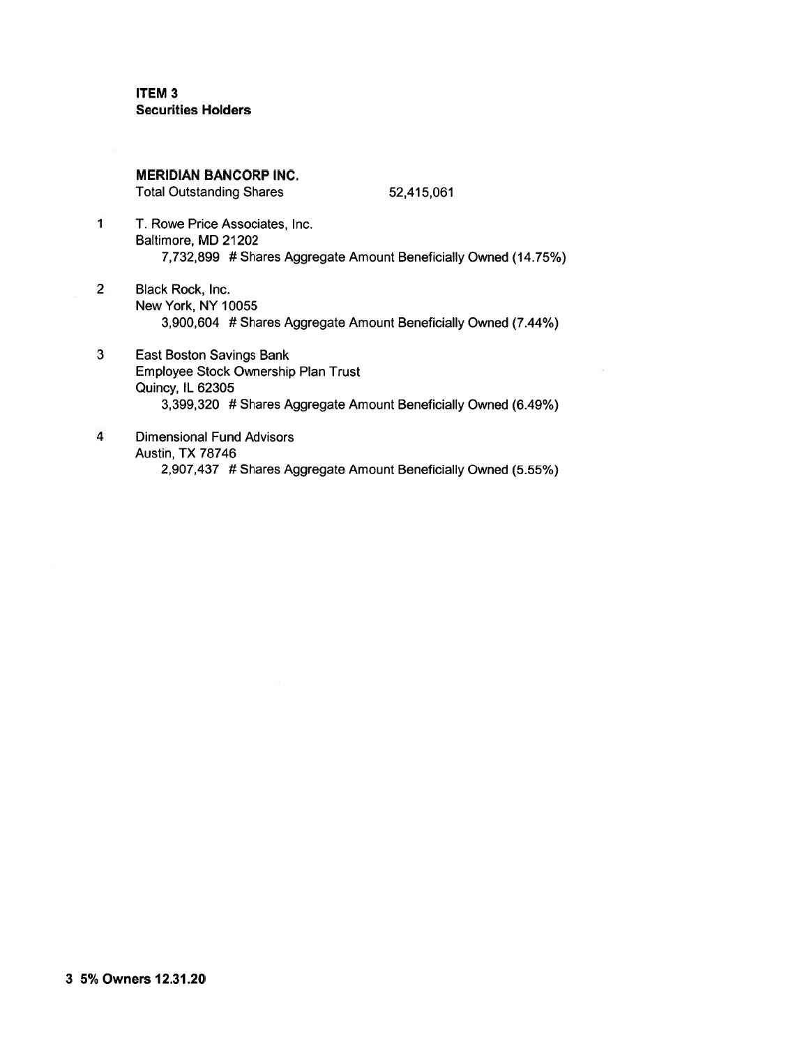**ITEM 3**
**Securities Holders**

**MERIDIAN BANCORP INC.**

Total Outstanding Shares 52,415,061

1. T. Rowe Price Associates, Inc.
   Baltimore, MD 21202
   7,732,899 # Shares Aggregate Amount Beneficially Owned (14.75%)

2. Black Rock, Inc.
   New York, NY 10055
   3,900,604 # Shares Aggregate Amount Beneficially Owned (7.44%)

3. East Boston Savings Bank
   Employee Stock Ownership Plan Trust
   Quincy, IL 62305
   3,399,320 # Shares Aggregate Amount Beneficially Owned (6.49%)

4. Dimensional Fund Advisors
   Austin, TX 78746
   2,907,437 # Shares Aggregate Amount Beneficially Owned (5.55%)

**3 5% Owners 12.31.20**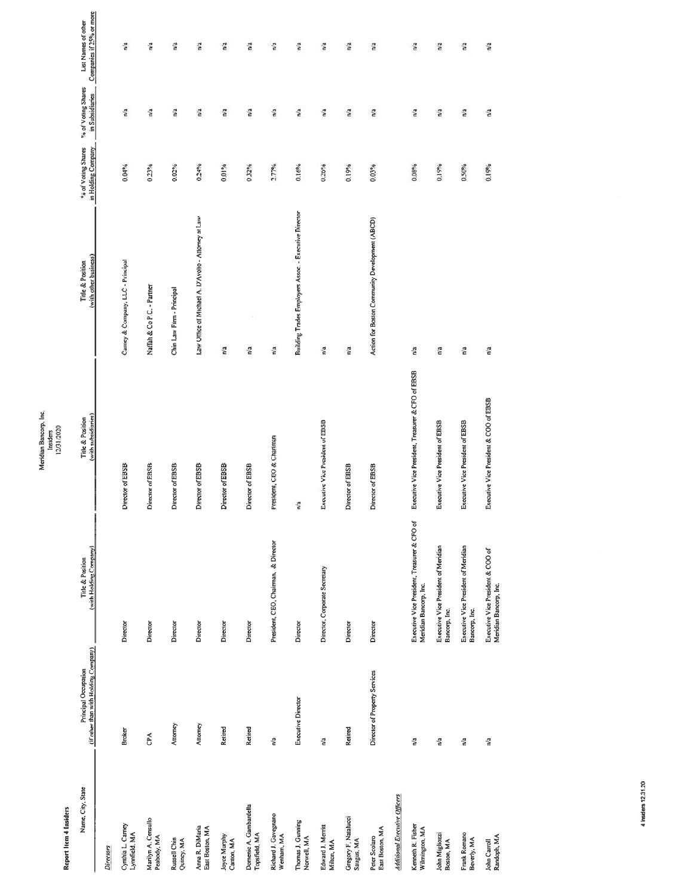Meridian Bancorp, Inc.
Insiders
12/31/2020

**Report Item 4 Insiders**

| Name, City, State | Principal Occupation (if other than with Holding Company) | Title & Position (with Holding Company) | Title & Position (with subsidiaries) | Title & Position (with other business) | % of Voting Shares in Holding Company | % of Voting Shares in Subsidiaries | List Names of other Companies if 25% or more |
|---|---|---|---|---|---|---|---|
| *Directors* | | | | | | | |
| Cynthia L. Carney Lynnfield, MA | Broker | Director | Director of EBSB | Carney & Company, LLC - Principal | 0.04% | n/a | n/a |
| Marilyn A. Censullo Peabody, MA | CPA | Director | Director of EBSB | Naffah & Co P.C. - Partner | 0.23% | n/a | n/a |
| Russell Chin Quincy, MA | Attorney | Director | Director of EBSB | Chin Law Firm - Principal | 0.02% | n/a | n/a |
| Anna R. DiMaria East Boston, MA | Attorney | Director | Director of EBSB | Law Office of Michael A. D'Avolio - Attorney at Law | 0.24% | n/a | n/a |
| Joyce Murphy Canton, MA | Retired | Director | Director of EBSB | n/a | 0.01% | n/a | n/a |
| Domenic A. Gambardella Topsfield, MA | Retired | Director | Director of EBSB | n/a | 0.32% | n/a | n/a |
| Richard J. Gavegnano Wenham, MA | n/a | President, CEO, Chairman, & Director | President, CEO & Chairman | n/a | 2.77% | n/a | n/a |
| Thomas J. Gunning Norwell, MA | Executive Director | Director | n/a | Building Trades Employers Assoc. - Executive Director | 0.16% | n/a | n/a |
| Edward J. Merritt Milton, MA | n/a | Director, Corporate Secretary | Executive Vice President of EBSB | n/a | 0.26% | n/a | n/a |
| Gregory F. Natalucci Saugus, MA | Retired | Director | Director of EBSB | n/a | 0.19% | n/a | n/a |
| Peter Scolaro East Boston, MA | Director of Property Services | Director | Director of EBSB | Action for Boston Community Development (ABCD) | 0.03% | n/a | n/a |
| *Additional Executive Officers* | | | | | | | |
| Kenneth R. Fisher Wilmington, MA | n/a | Executive Vice President, Treasurer & CFO of Meridian Bancorp, Inc. | Executive Vice President, Treasurer & CFO of EBSB | n/a | 0.08% | n/a | n/a |
| John Migliozzi Boston, MA | n/a | Executive Vice President of Meridian Bancorp, Inc. | Executive Vice President of EBSB | n/a | 0.19% | n/a | n/a |
| Frank Romano Beverly, MA | n/a | Executive Vice President of Meridian Bancorp, Inc. | Executive Vice President of EBSB | n/a | 0.50% | n/a | n/a |
| John Carroll Randoph, MA | n/a | Executive Vice President & COO of Meridian Bancorp, Inc. | Executive Vice President & COO of EBSB | n/a | 0.19% | n/a | n/a |

4 Insiders 12.31.20